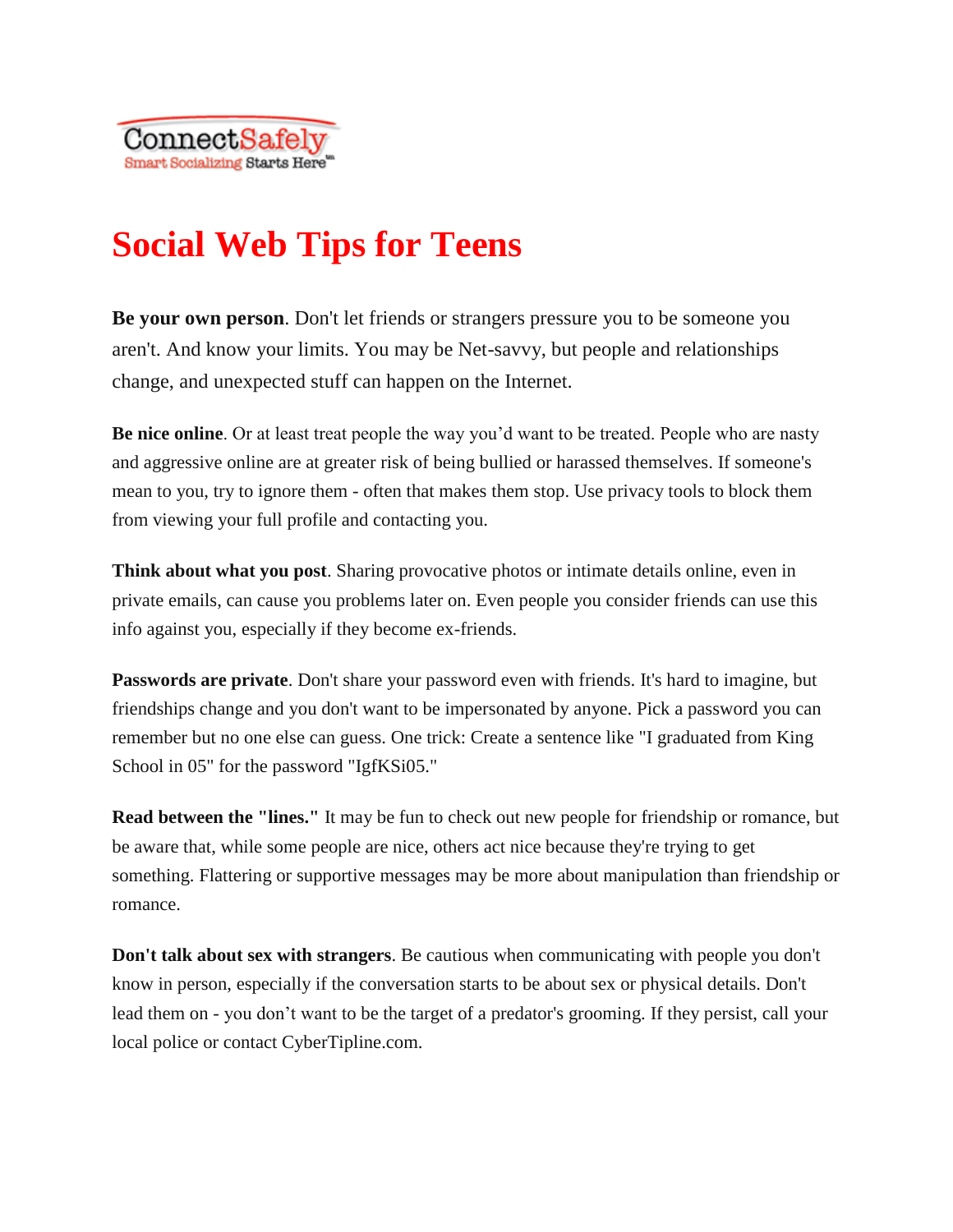ConnectSafely

Smart Socializing Starts Here™

# Social Web Tips for Teens

**Be your own person**. Don't let friends or strangers pressure you to be someone you aren't. And know your limits. You may be Net-savvy, but people and relationships change, and unexpected stuff can happen on the Internet.

**Be nice online**. Or at least treat people the way you'd want to be treated. People who are nasty and aggressive online are at greater risk of being bullied or harassed themselves. If someone's mean to you, try to ignore them - often that makes them stop. Use privacy tools to block them from viewing your full profile and contacting you.

**Think about what you post**. Sharing provocative photos or intimate details online, even in private emails, can cause you problems later on. Even people you consider friends can use this info against you, especially if they become ex-friends.

**Passwords are private**. Don't share your password even with friends. It's hard to imagine, but friendships change and you don't want to be impersonated by anyone. Pick a password you can remember but no one else can guess. One trick: Create a sentence like "I graduated from King School in 05" for the password "IgfKSi05."

**Read between the "lines."** It may be fun to check out new people for friendship or romance, but be aware that, while some people are nice, others act nice because they're trying to get something. Flattering or supportive messages may be more about manipulation than friendship or romance.

**Don't talk about sex with strangers**. Be cautious when communicating with people you don't know in person, especially if the conversation starts to be about sex or physical details. Don't lead them on - you don't want to be the target of a predator's grooming. If they persist, call your local police or contact CyberTipline.com.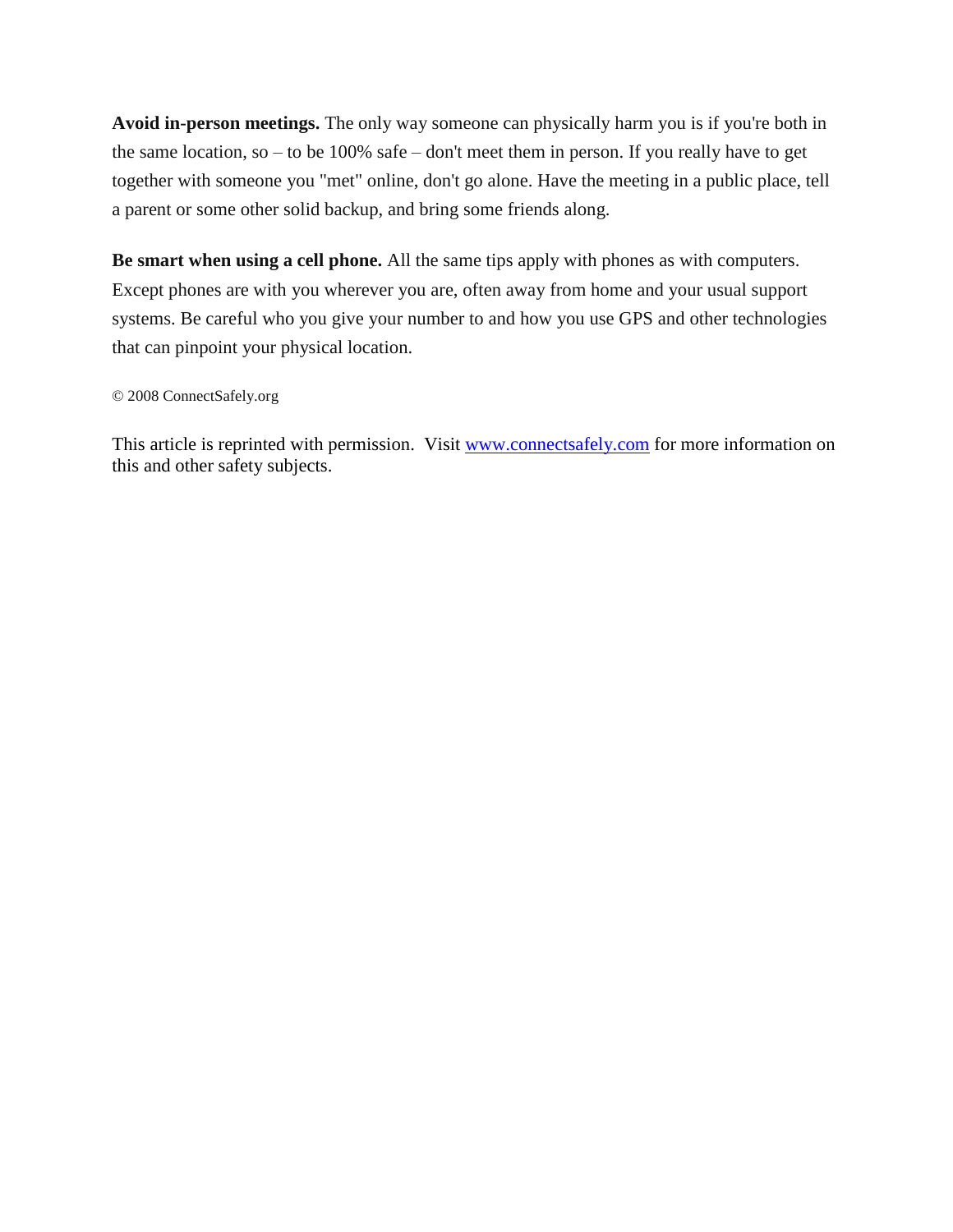**Avoid in-person meetings.** The only way someone can physically harm you is if you're both in the same location, so – to be 100% safe – don't meet them in person. If you really have to get together with someone you "met" online, don't go alone. Have the meeting in a public place, tell a parent or some other solid backup, and bring some friends along.

**Be smart when using a cell phone.** All the same tips apply with phones as with computers. Except phones are with you wherever you are, often away from home and your usual support systems. Be careful who you give your number to and how you use GPS and other technologies that can pinpoint your physical location.

© 2008 ConnectSafely.org

This article is reprinted with permission. Visit [www.connectsafely.com](www.connectsafely.com) for more information on this and other safety subjects.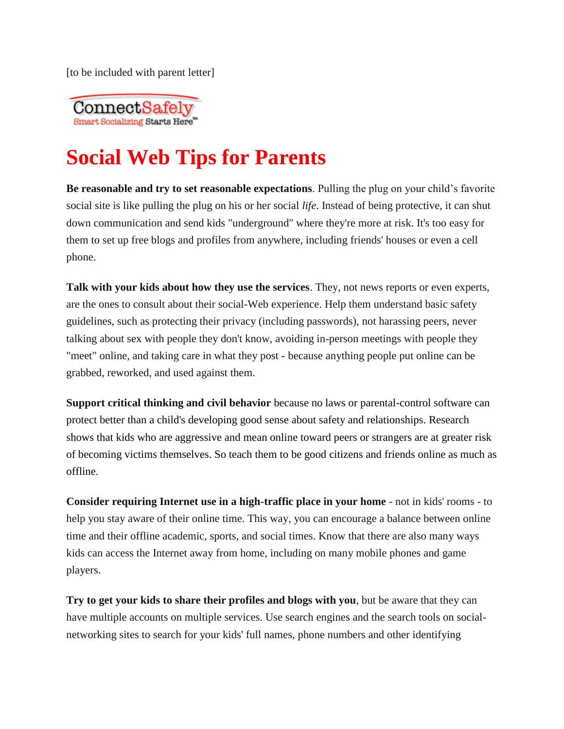[to be included with parent letter]

ConnectSafely
Smart Socializing Starts Here™

# Social Web Tips for Parents

**Be reasonable and try to set reasonable expectations**. Pulling the plug on your child's favorite social site is like pulling the plug on his or her social *life*. Instead of being protective, it can shut down communication and send kids "underground" where they're more at risk. It's too easy for them to set up free blogs and profiles from anywhere, including friends' houses or even a cell phone.

**Talk with your kids about how they use the services**. They, not news reports or even experts, are the ones to consult about their social-Web experience. Help them understand basic safety guidelines, such as protecting their privacy (including passwords), not harassing peers, never talking about sex with people they don't know, avoiding in-person meetings with people they "meet" online, and taking care in what they post - because anything people put online can be grabbed, reworked, and used against them.

**Support critical thinking and civil behavior** because no laws or parental-control software can protect better than a child's developing good sense about safety and relationships. Research shows that kids who are aggressive and mean online toward peers or strangers are at greater risk of becoming victims themselves. So teach them to be good citizens and friends online as much as offline.

**Consider requiring Internet use in a high-traffic place in your home** - not in kids' rooms - to help you stay aware of their online time. This way, you can encourage a balance between online time and their offline academic, sports, and social times. Know that there are also many ways kids can access the Internet away from home, including on many mobile phones and game players.

**Try to get your kids to share their profiles and blogs with you**, but be aware that they can have multiple accounts on multiple services. Use search engines and the search tools on social-networking sites to search for your kids' full names, phone numbers and other identifying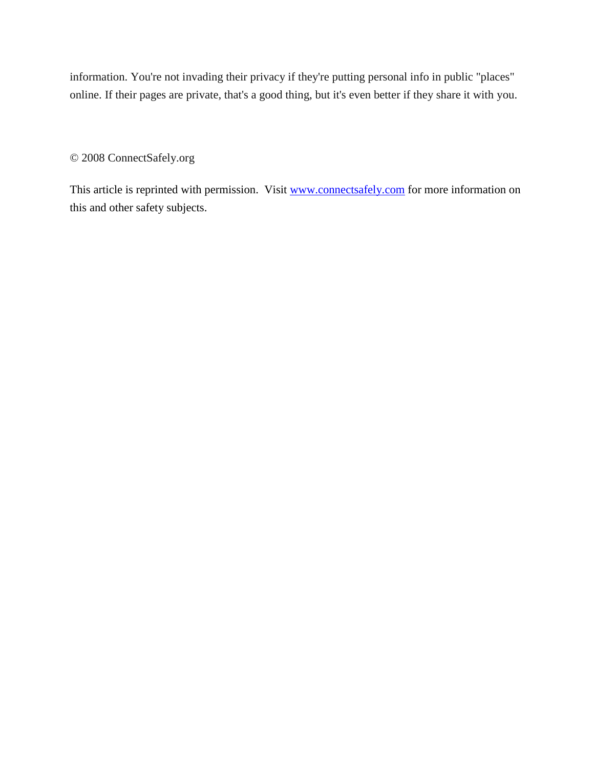information. You're not invading their privacy if they're putting personal info in public "places" online. If their pages are private, that's a good thing, but it's even better if they share it with you.

© 2008 ConnectSafely.org

This article is reprinted with permission. Visit [www.connectsafely.com](http://www.connectsafely.com) for more information on this and other safety subjects.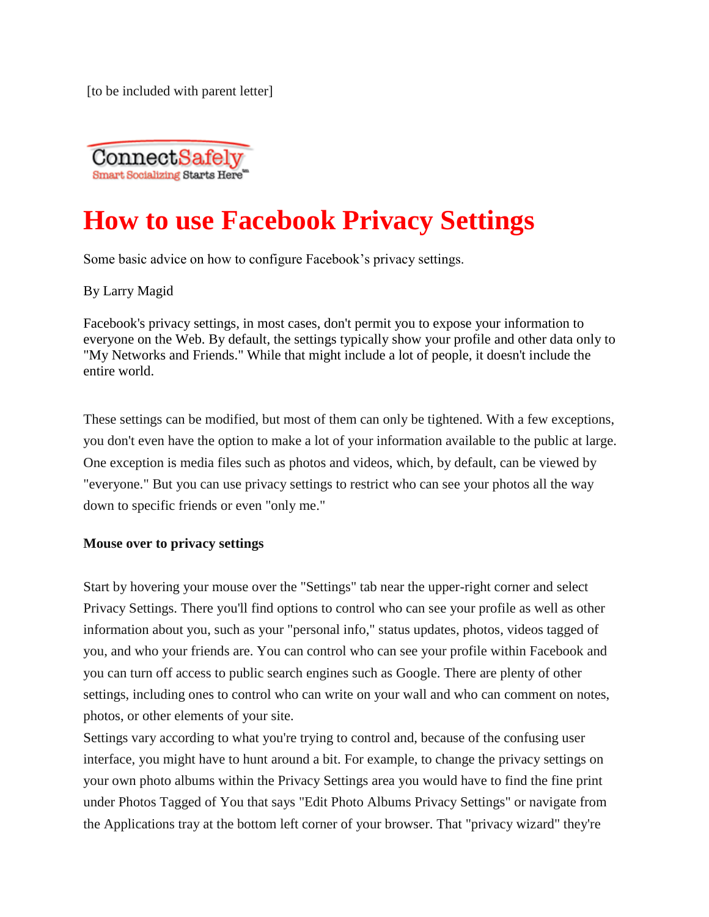[to be included with parent letter]

ConnectSafely
Smart Socializing Starts Here™

# How to use Facebook Privacy Settings

Some basic advice on how to configure Facebook's privacy settings.

By Larry Magid

Facebook's privacy settings, in most cases, don't permit you to expose your information to everyone on the Web. By default, the settings typically show your profile and other data only to "My Networks and Friends." While that might include a lot of people, it doesn't include the entire world.

These settings can be modified, but most of them can only be tightened. With a few exceptions, you don't even have the option to make a lot of your information available to the public at large. One exception is media files such as photos and videos, which, by default, can be viewed by "everyone." But you can use privacy settings to restrict who can see your photos all the way down to specific friends or even "only me."

**Mouse over to privacy settings**

Start by hovering your mouse over the "Settings" tab near the upper-right corner and select Privacy Settings. There you'll find options to control who can see your profile as well as other information about you, such as your "personal info," status updates, photos, videos tagged of you, and who your friends are. You can control who can see your profile within Facebook and you can turn off access to public search engines such as Google. There are plenty of other settings, including ones to control who can write on your wall and who can comment on notes, photos, or other elements of your site.
Settings vary according to what you're trying to control and, because of the confusing user interface, you might have to hunt around a bit. For example, to change the privacy settings on your own photo albums within the Privacy Settings area you would have to find the fine print under Photos Tagged of You that says "Edit Photo Albums Privacy Settings" or navigate from the Applications tray at the bottom left corner of your browser. That "privacy wizard" they're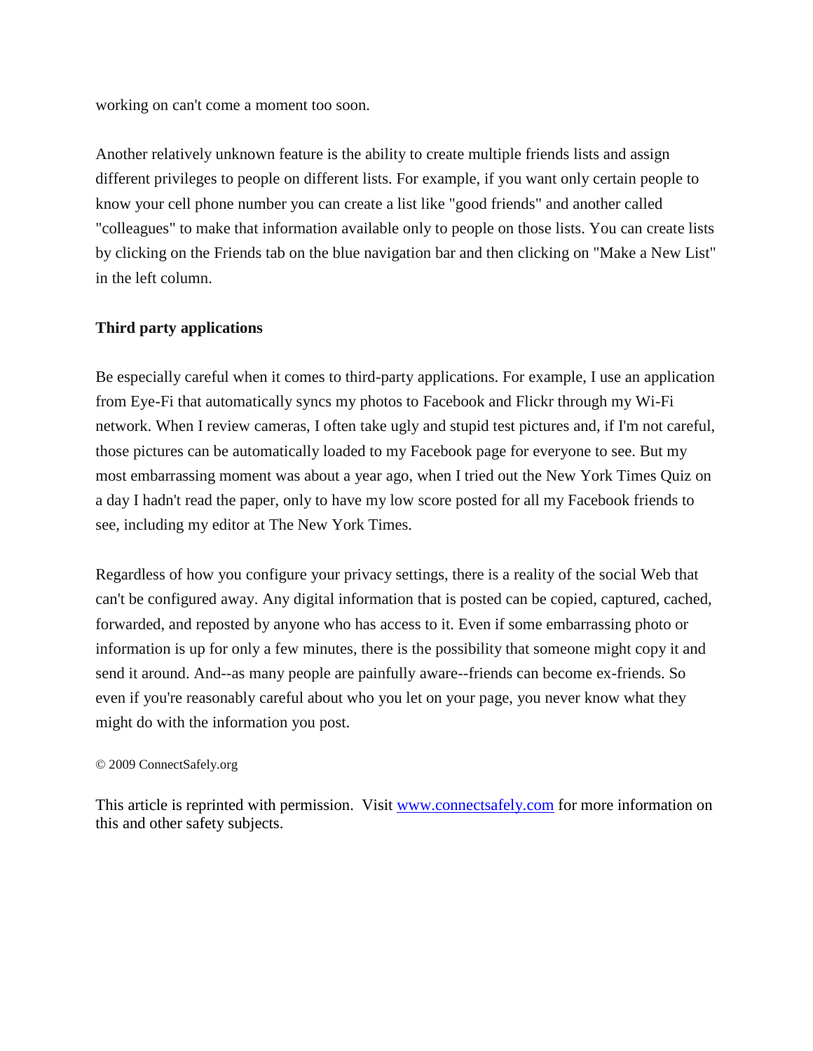working on can't come a moment too soon.

Another relatively unknown feature is the ability to create multiple friends lists and assign different privileges to people on different lists. For example, if you want only certain people to know your cell phone number you can create a list like "good friends" and another called "colleagues" to make that information available only to people on those lists. You can create lists by clicking on the Friends tab on the blue navigation bar and then clicking on "Make a New List" in the left column.

**Third party applications**

Be especially careful when it comes to third-party applications. For example, I use an application from Eye-Fi that automatically syncs my photos to Facebook and Flickr through my Wi-Fi network. When I review cameras, I often take ugly and stupid test pictures and, if I'm not careful, those pictures can be automatically loaded to my Facebook page for everyone to see. But my most embarrassing moment was about a year ago, when I tried out the New York Times Quiz on a day I hadn't read the paper, only to have my low score posted for all my Facebook friends to see, including my editor at The New York Times.

Regardless of how you configure your privacy settings, there is a reality of the social Web that can't be configured away. Any digital information that is posted can be copied, captured, cached, forwarded, and reposted by anyone who has access to it. Even if some embarrassing photo or information is up for only a few minutes, there is the possibility that someone might copy it and send it around. And--as many people are painfully aware--friends can become ex-friends. So even if you're reasonably careful about who you let on your page, you never know what they might do with the information you post.

© 2009 ConnectSafely.org

This article is reprinted with permission. Visit [www.connectsafely.com](www.connectsafely.com) for more information on this and other safety subjects.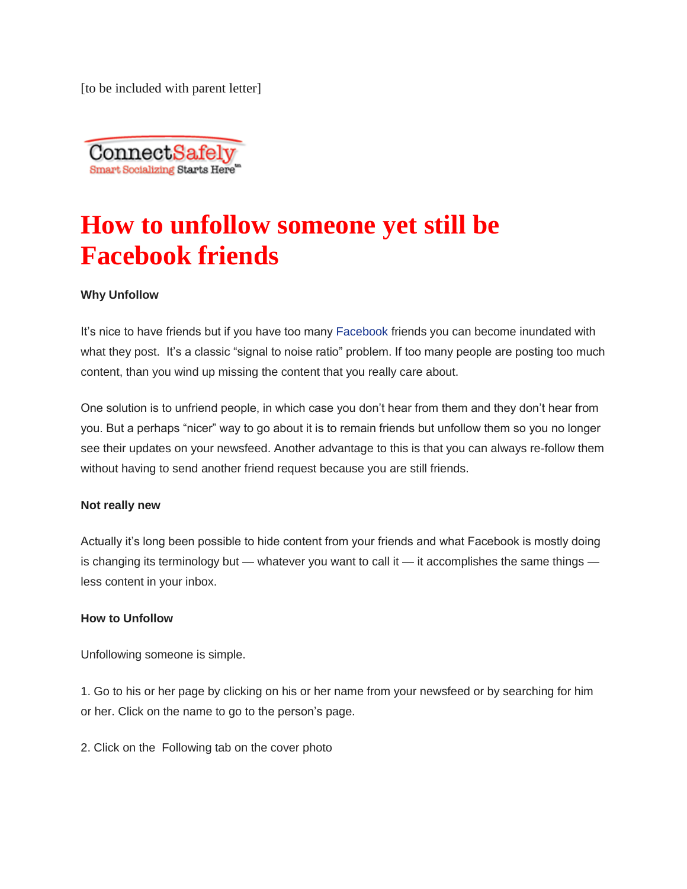[to be included with parent letter]

ConnectSafely
Smart Socializing Starts Here™

# How to unfollow someone yet still be Facebook friends

**Why Unfollow**

It's nice to have friends but if you have too many Facebook friends you can become inundated with what they post. It's a classic "signal to noise ratio" problem. If too many people are posting too much content, than you wind up missing the content that you really care about.

One solution is to unfriend people, in which case you don't hear from them and they don't hear from you. But a perhaps "nicer" way to go about it is to remain friends but unfollow them so you no longer see their updates on your newsfeed. Another advantage to this is that you can always re-follow them without having to send another friend request because you are still friends.

**Not really new**

Actually it's long been possible to hide content from your friends and what Facebook is mostly doing is changing its terminology but — whatever you want to call it — it accomplishes the same things — less content in your inbox.

**How to Unfollow**

Unfollowing someone is simple.

1. Go to his or her page by clicking on his or her name from your newsfeed or by searching for him or her. Click on the name to go to the person's page.

2. Click on the Following tab on the cover photo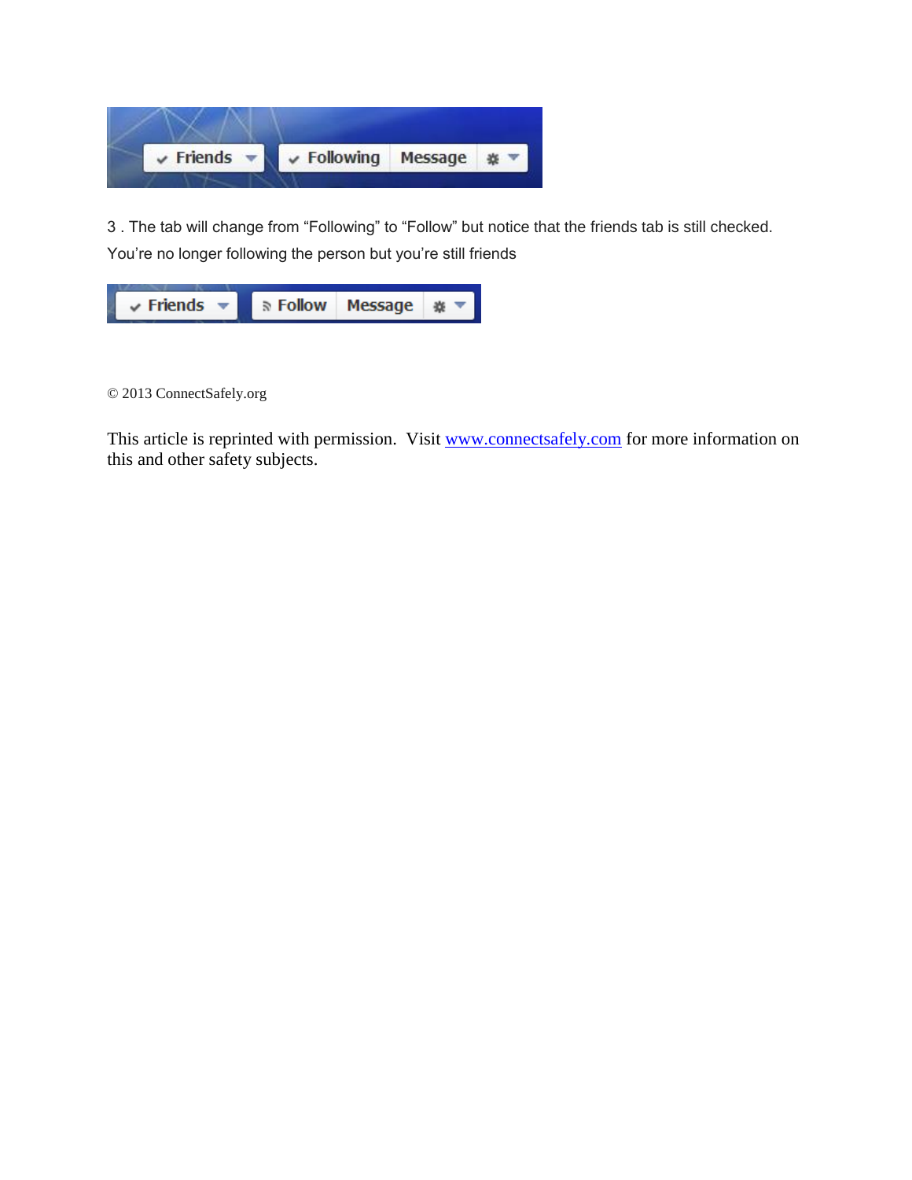3 . The tab will change from "Following" to "Follow" but notice that the friends tab is still checked. You're no longer following the person but you're still friends

© 2013 ConnectSafely.org

This article is reprinted with permission. Visit [www.connectsafely.com](http://www.connectsafely.com) for more information on this and other safety subjects.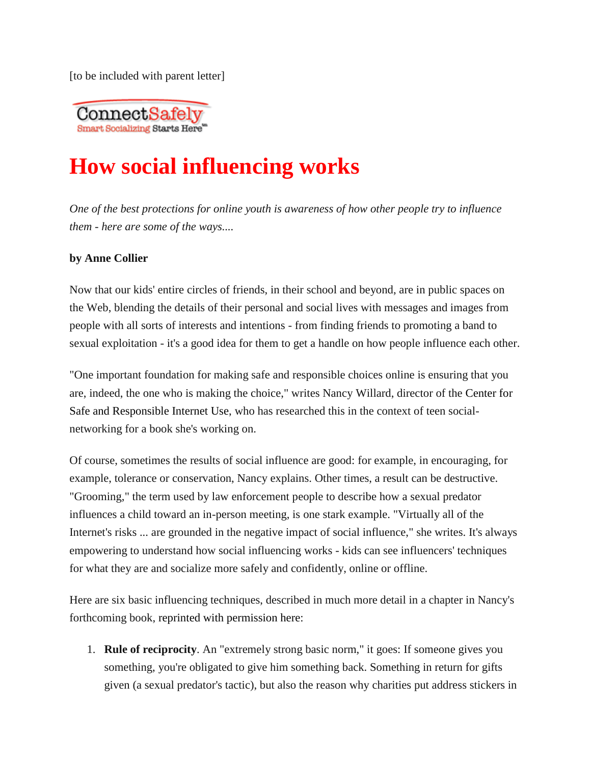[to be included with parent letter]

ConnectSafely
Smart Socializing Starts Here™

# How social influencing works

*One of the best protections for online youth is awareness of how other people try to influence them - here are some of the ways....*

**by Anne Collier**

Now that our kids' entire circles of friends, in their school and beyond, are in public spaces on the Web, blending the details of their personal and social lives with messages and images from people with all sorts of interests and intentions - from finding friends to promoting a band to sexual exploitation - it's a good idea for them to get a handle on how people influence each other.

"One important foundation for making safe and responsible choices online is ensuring that you are, indeed, the one who is making the choice," writes Nancy Willard, director of the Center for Safe and Responsible Internet Use, who has researched this in the context of teen social-networking for a book she's working on.

Of course, sometimes the results of social influence are good: for example, in encouraging, for example, tolerance or conservation, Nancy explains. Other times, a result can be destructive. "Grooming," the term used by law enforcement people to describe how a sexual predator influences a child toward an in-person meeting, is one stark example. "Virtually all of the Internet's risks ... are grounded in the negative impact of social influence," she writes. It's always empowering to understand how social influencing works - kids can see influencers' techniques for what they are and socialize more safely and confidently, online or offline.

Here are six basic influencing techniques, described in much more detail in a chapter in Nancy's forthcoming book, reprinted with permission here:

1. **Rule of reciprocity**. An "extremely strong basic norm," it goes: If someone gives you something, you're obligated to give him something back. Something in return for gifts given (a sexual predator's tactic), but also the reason why charities put address stickers in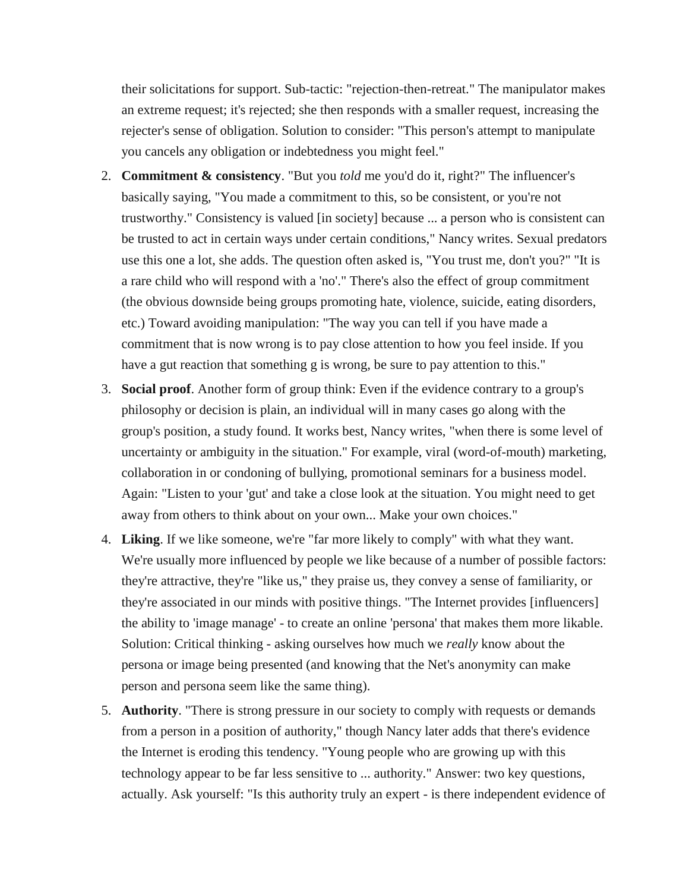their solicitations for support. Sub-tactic: "rejection-then-retreat." The manipulator makes an extreme request; it's rejected; she then responds with a smaller request, increasing the rejecter's sense of obligation. Solution to consider: "This person's attempt to manipulate you cancels any obligation or indebtedness you might feel."

2. **Commitment & consistency**. "But you *told* me you'd do it, right?" The influencer's basically saying, "You made a commitment to this, so be consistent, or you're not trustworthy." Consistency is valued [in society] because ... a person who is consistent can be trusted to act in certain ways under certain conditions," Nancy writes. Sexual predators use this one a lot, she adds. The question often asked is, "You trust me, don't you?" "It is a rare child who will respond with a 'no'." There's also the effect of group commitment (the obvious downside being groups promoting hate, violence, suicide, eating disorders, etc.) Toward avoiding manipulation: "The way you can tell if you have made a commitment that is now wrong is to pay close attention to how you feel inside. If you have a gut reaction that something g is wrong, be sure to pay attention to this."
3. **Social proof**. Another form of group think: Even if the evidence contrary to a group's philosophy or decision is plain, an individual will in many cases go along with the group's position, a study found. It works best, Nancy writes, "when there is some level of uncertainty or ambiguity in the situation." For example, viral (word-of-mouth) marketing, collaboration in or condoning of bullying, promotional seminars for a business model. Again: "Listen to your 'gut' and take a close look at the situation. You might need to get away from others to think about on your own... Make your own choices."
4. **Liking**. If we like someone, we're "far more likely to comply" with what they want. We're usually more influenced by people we like because of a number of possible factors: they're attractive, they're "like us," they praise us, they convey a sense of familiarity, or they're associated in our minds with positive things. "The Internet provides [influencers] the ability to 'image manage' - to create an online 'persona' that makes them more likable. Solution: Critical thinking - asking ourselves how much we *really* know about the persona or image being presented (and knowing that the Net's anonymity can make person and persona seem like the same thing).
5. **Authority**. "There is strong pressure in our society to comply with requests or demands from a person in a position of authority," though Nancy later adds that there's evidence the Internet is eroding this tendency. "Young people who are growing up with this technology appear to be far less sensitive to ... authority." Answer: two key questions, actually. Ask yourself: "Is this authority truly an expert - is there independent evidence of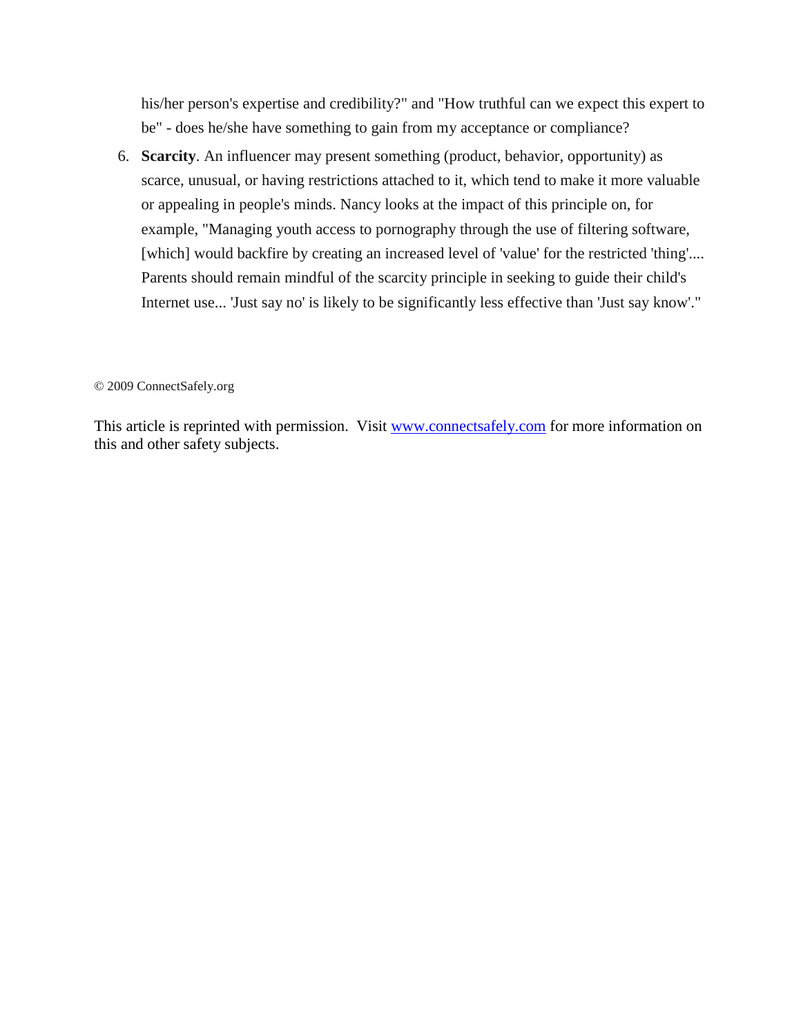his/her person's expertise and credibility?" and "How truthful can we expect this expert to be" - does he/she have something to gain from my acceptance or compliance?

6. **Scarcity**. An influencer may present something (product, behavior, opportunity) as scarce, unusual, or having restrictions attached to it, which tend to make it more valuable or appealing in people's minds. Nancy looks at the impact of this principle on, for example, "Managing youth access to pornography through the use of filtering software, [which] would backfire by creating an increased level of 'value' for the restricted 'thing'.... Parents should remain mindful of the scarcity principle in seeking to guide their child's Internet use... 'Just say no' is likely to be significantly less effective than 'Just say know'."

© 2009 ConnectSafely.org

This article is reprinted with permission. Visit [www.connectsafely.com](http://www.connectsafely.com) for more information on this and other safety subjects.